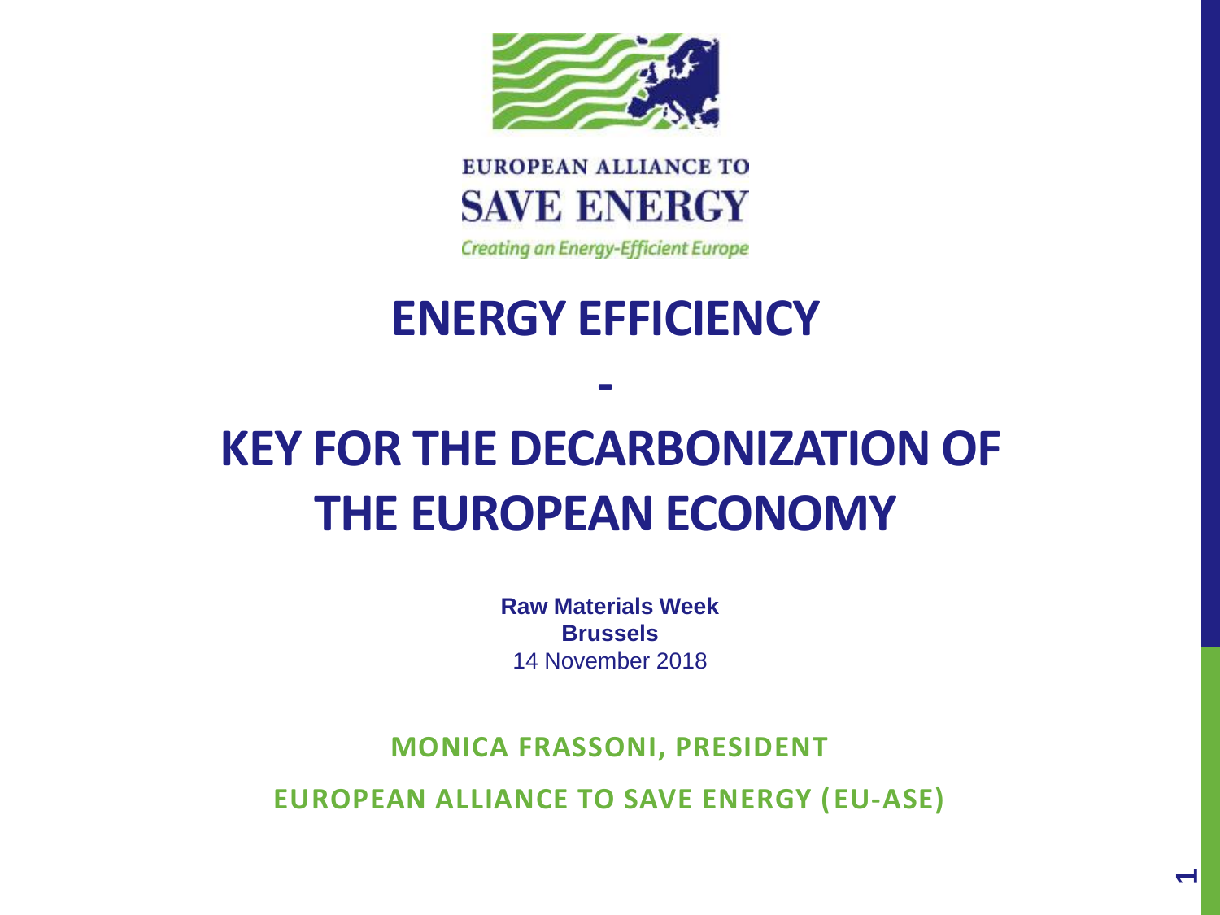EUROPEAN ALLIANCE TO

SAVE ENERGY

*Creating an Energy-Efficient Europe*

# ENERGY EFFICIENCY

# -

# KEY FOR THE DECARBONIZATION OF THE EUROPEAN ECONOMY

**Raw Materials Week**
**Brussels**
14 November 2018

**MONICA FRASSONI, PRESIDENT**

**EUROPEAN ALLIANCE TO SAVE ENERGY (EU-ASE)**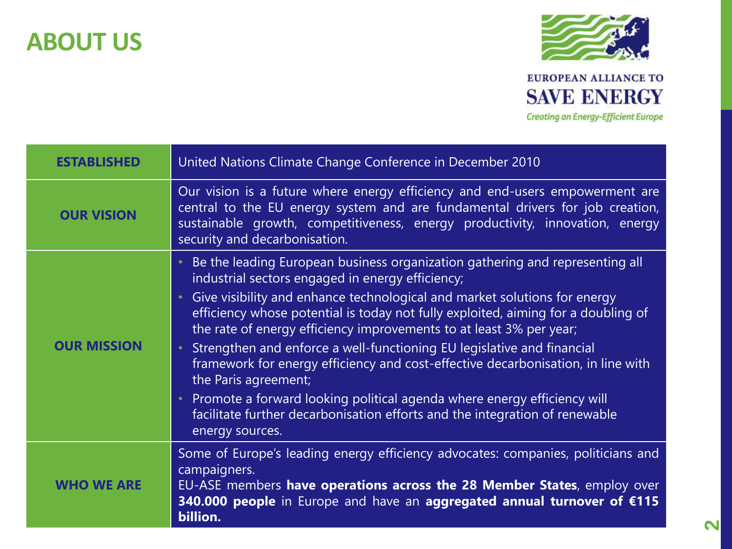# ABOUT US

EUROPEAN ALLIANCE TO **SAVE ENERGY**

*Creating an Energy-Efficient Europe*

| | |
|---|---|
| **ESTABLISHED** | United Nations Climate Change Conference in December 2010 |
| **OUR VISION** | Our vision is a future where energy efficiency and end-users empowerment are central to the EU energy system and are fundamental drivers for job creation, sustainable growth, competitiveness, energy productivity, innovation, energy security and decarbonisation. |
| **OUR MISSION** | • Be the leading European business organization gathering and representing all industrial sectors engaged in energy efficiency;<br>• Give visibility and enhance technological and market solutions for energy efficiency whose potential is today not fully exploited, aiming for a doubling of the rate of energy efficiency improvements to at least 3% per year;<br>• Strengthen and enforce a well-functioning EU legislative and financial framework for energy efficiency and cost-effective decarbonisation, in line with the Paris agreement;<br>• Promote a forward looking political agenda where energy efficiency will facilitate further decarbonisation efforts and the integration of renewable energy sources. |
| **WHO WE ARE** | Some of Europe's leading energy efficiency advocates: companies, politicians and campaigners.<br>EU-ASE members **have operations across the 28 Member States**, employ over **340.000 people** in Europe and have an **aggregated annual turnover of €115 billion.** |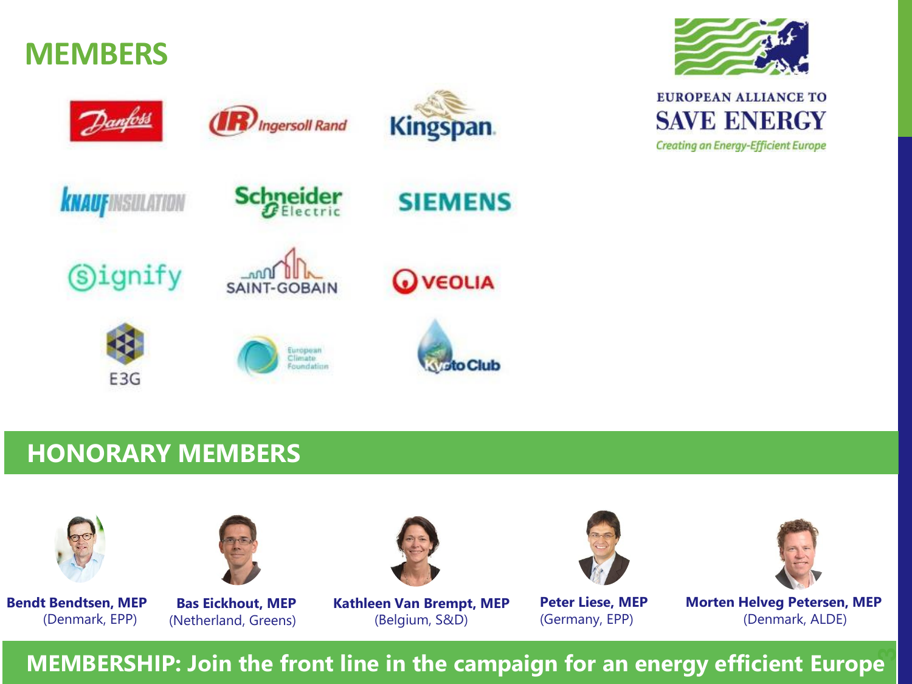# MEMBERS

EUROPEAN ALLIANCE TO SAVE ENERGY

*Creating an Energy-Efficient Europe*

## HONORARY MEMBERS

**Bendt Bendtsen, MEP**
(Denmark, EPP)

**Bas Eickhout, MEP**
(Netherland, Greens)

**Kathleen Van Brempt, MEP**
(Belgium, S&D)

**Peter Liese, MEP**
(Germany, EPP)

**Morten Helveg Petersen, MEP**
(Denmark, ALDE)

**MEMBERSHIP: Join the front line in the campaign for an energy efficient Europe**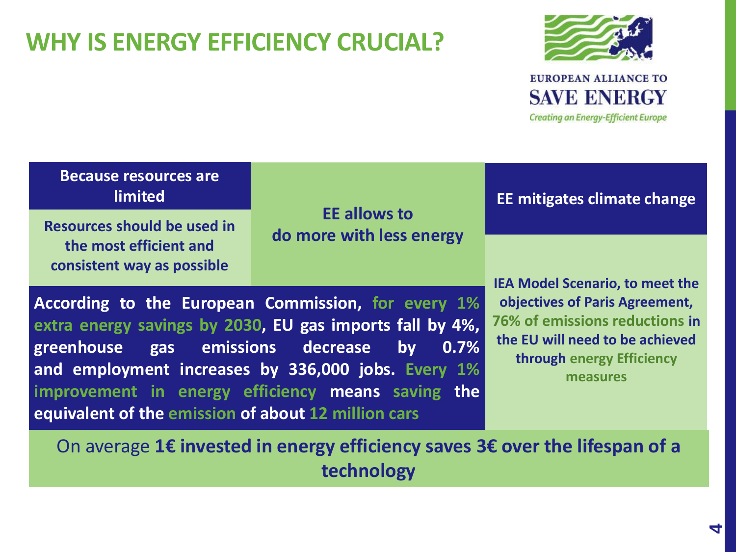# WHY IS ENERGY EFFICIENCY CRUCIAL?

EUROPEAN ALLIANCE TO
SAVE ENERGY
*Creating an Energy-Efficient Europe*

**Because resources are limited**

**Resources should be used in the most efficient and consistent way as possible**

**EE allows to do more with less energy**

**EE mitigates climate change**

**IEA Model Scenario, to meet the objectives of Paris Agreement, 76% of emissions reductions in the EU will need to be achieved through energy Efficiency measures**

**According to the European Commission, for every 1% extra energy savings by 2030, EU gas imports fall by 4%, greenhouse gas emissions decrease by 0.7% and employment increases by 336,000 jobs. Every 1% improvement in energy efficiency means saving the equivalent of the emission of about 12 million cars**

On average **1€ invested in energy efficiency saves 3€ over the lifespan of a technology**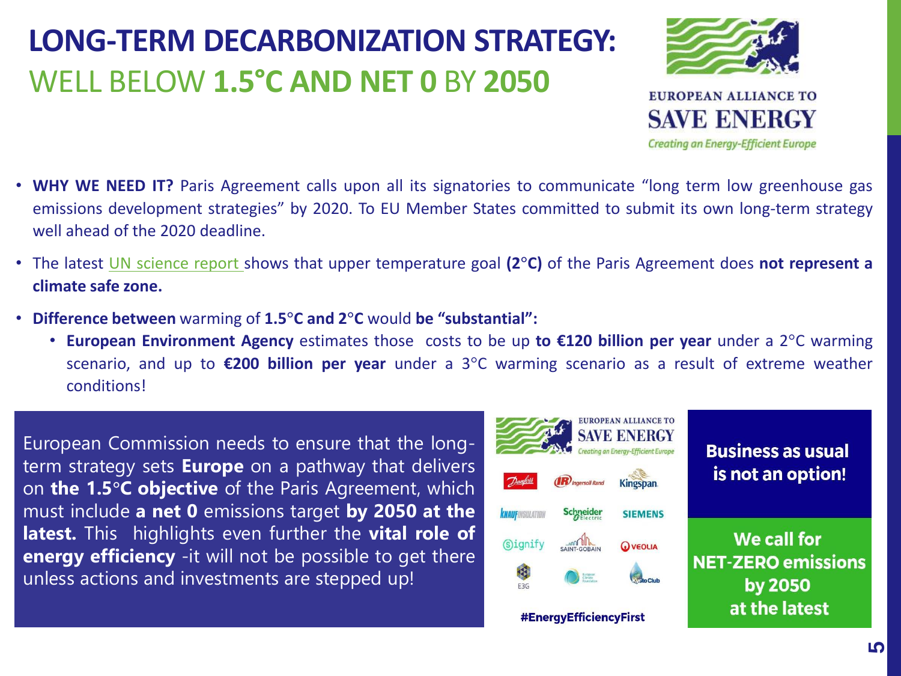# LONG-TERM DECARBONIZATION STRATEGY: WELL BELOW 1.5°C AND NET 0 BY 2050

EUROPEAN ALLIANCE TO SAVE ENERGY

*Creating an Energy-Efficient Europe*

- **WHY WE NEED IT?** Paris Agreement calls upon all its signatories to communicate "long term low greenhouse gas emissions development strategies" by 2020. To EU Member States committed to submit its own long-term strategy well ahead of the 2020 deadline.
- The latest UN science report shows that upper temperature goal **(2°C)** of the Paris Agreement does **not represent a climate safe zone.**
- **Difference between** warming of **1.5°C and 2°C** would **be "substantial":**
  - **European Environment Agency** estimates those costs to be up **to €120 billion per year** under a 2°C warming scenario, and up to **€200 billion per year** under a 3°C warming scenario as a result of extreme weather conditions!

European Commission needs to ensure that the long-term strategy sets **Europe** on a pathway that delivers on **the 1.5°C objective** of the Paris Agreement, which must include **a net 0** emissions target **by 2050 at the latest.** This highlights even further the **vital role of energy efficiency** -it will not be possible to get there unless actions and investments are stepped up!

EUROPEAN ALLIANCE TO SAVE ENERGY

*Creating an Energy-Efficient Europe*

Danfoss, Ingersoll Rand, Kingspan, Knauf Insulation, Schneider Electric, Siemens, Signify, Saint-Gobain, Veolia, E3G, European Climate Foundation, Kyoto Club

**#EnergyEfficiencyFirst**

**Business as usual is not an option!**

**We call for NET-ZERO emissions by 2050 at the latest**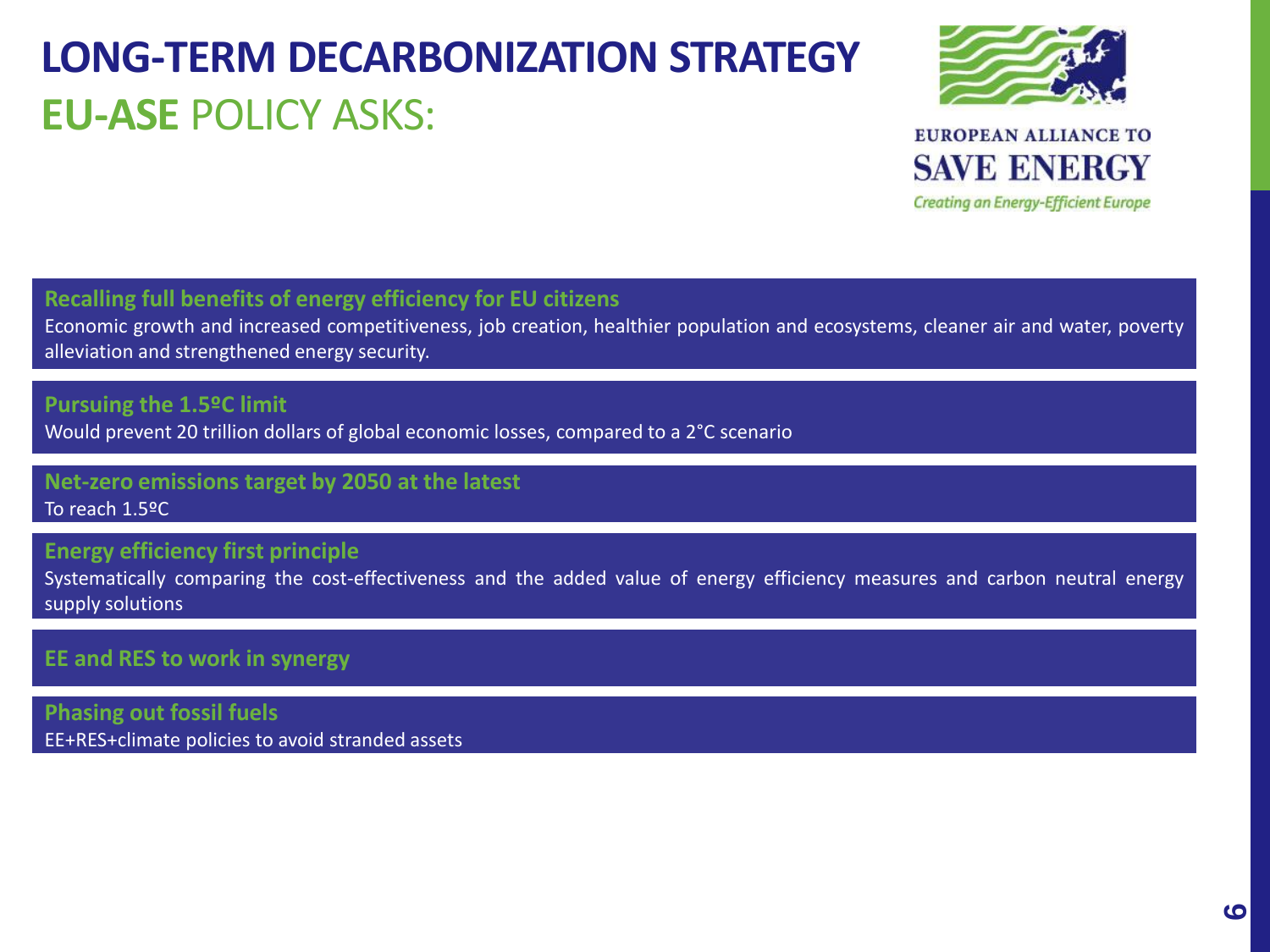# LONG-TERM DECARBONIZATION STRATEGY

## **EU-ASE** POLICY ASKS:

EUROPEAN ALLIANCE TO
SAVE ENERGY
*Creating an Energy-Efficient Europe*

**Recalling full benefits of energy efficiency for EU citizens**
Economic growth and increased competitiveness, job creation, healthier population and ecosystems, cleaner air and water, poverty alleviation and strengthened energy security.

**Pursuing the 1.5ºC limit**
Would prevent 20 trillion dollars of global economic losses, compared to a 2°C scenario

**Net-zero emissions target by 2050 at the latest**
To reach 1.5ºC

**Energy efficiency first principle**
Systematically comparing the cost-effectiveness and the added value of energy efficiency measures and carbon neutral energy supply solutions

**EE and RES to work in synergy**

**Phasing out fossil fuels**
EE+RES+climate policies to avoid stranded assets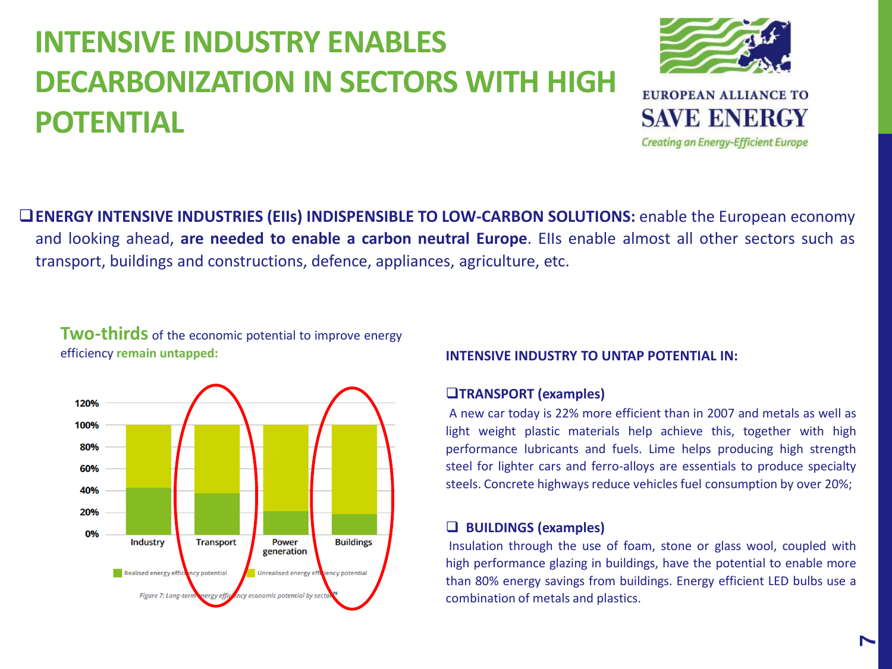# INTENSIVE INDUSTRY ENABLES DECARBONIZATION IN SECTORS WITH HIGH POTENTIAL

EUROPEAN ALLIANCE TO SAVE ENERGY
*Creating an Energy-Efficient Europe*

- **ENERGY INTENSIVE INDUSTRIES (EIIs) INDISPENSIBLE TO LOW-CARBON SOLUTIONS:** enable the European economy and looking ahead, **are needed to enable a carbon neutral Europe**. EIIs enable almost all other sectors such as transport, buildings and constructions, defence, appliances, agriculture, etc.

**Two-thirds** of the economic potential to improve energy efficiency **remain untapped:**

| Sector | Realised energy efficiency potential | Unrealised energy efficiency potential |
|---|---|---|
| Industry | ~42% | ~58% |
| Transport | ~38% | ~62% |
| Power generation | ~21% | ~79% |
| Buildings | ~19% | ~81% |

*Figure 7: Long-term energy efficiency economic potential by sector[75]*

**INTENSIVE INDUSTRY TO UNTAP POTENTIAL IN:**

- **TRANSPORT (examples)**

  A new car today is 22% more efficient than in 2007 and metals as well as light weight plastic materials help achieve this, together with high performance lubricants and fuels. Lime helps producing high strength steel for lighter cars and ferro-alloys are essentials to produce specialty steels. Concrete highways reduce vehicles fuel consumption by over 20%;

- **BUILDINGS (examples)**

  Insulation through the use of foam, stone or glass wool, coupled with high performance glazing in buildings, have the potential to enable more than 80% energy savings from buildings. Energy efficient LED bulbs use a combination of metals and plastics.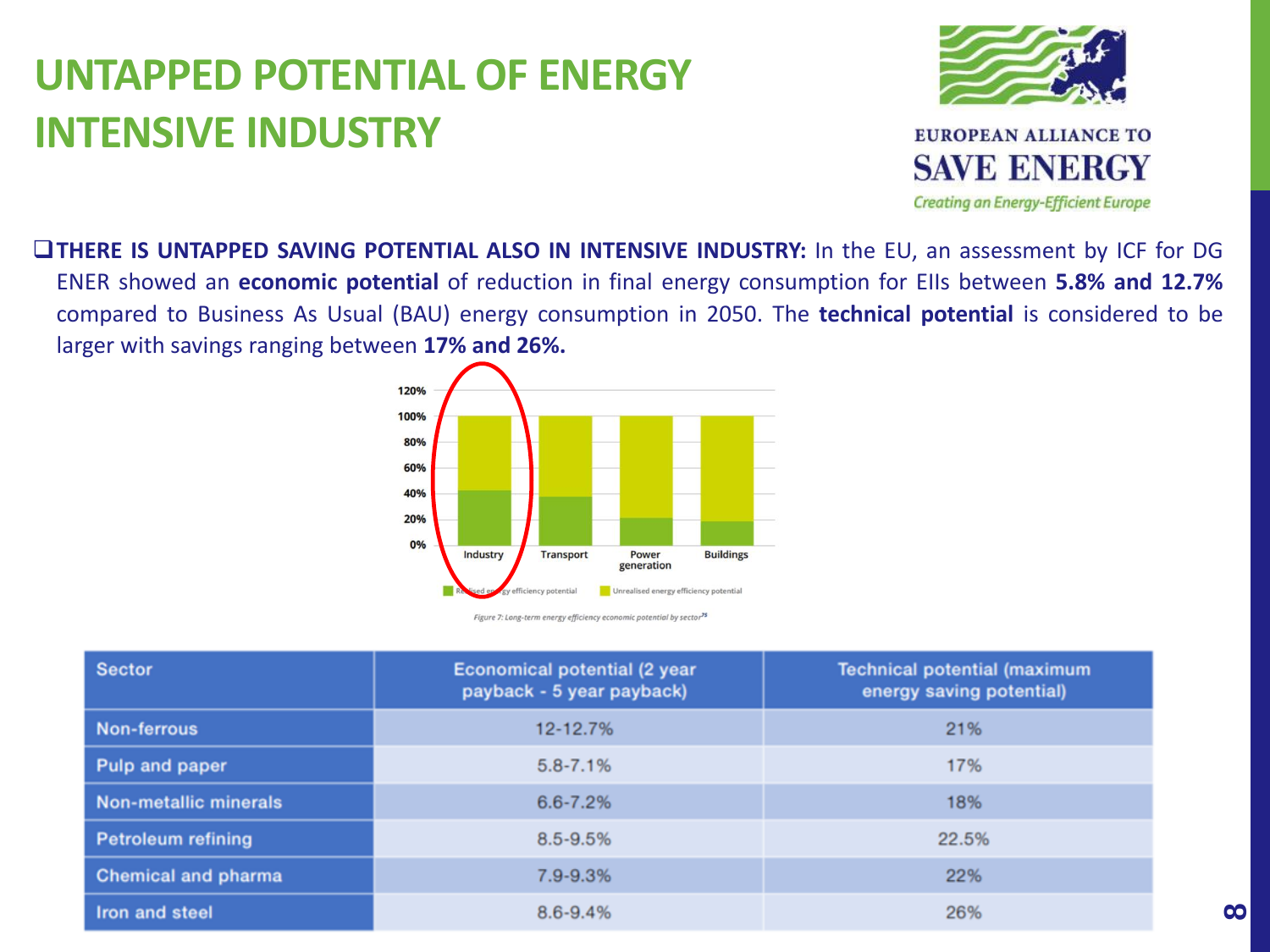# UNTAPPED POTENTIAL OF ENERGY INTENSIVE INDUSTRY

EUROPEAN ALLIANCE TO
SAVE ENERGY
*Creating an Energy-Efficient Europe*

- **THERE IS UNTAPPED SAVING POTENTIAL ALSO IN INTENSIVE INDUSTRY:** In the EU, an assessment by ICF for DG ENER showed an **economic potential** of reduction in final energy consumption for EIIs between **5.8% and 12.7%** compared to Business As Usual (BAU) energy consumption in 2050. The **technical potential** is considered to be larger with savings ranging between **17% and 26%.**

*Figure 7: Long-term energy efficiency economic potential by sector[75]*

| Sector | Economical potential (2 year payback - 5 year payback) | Technical potential (maximum energy saving potential) |
|---|---|---|
| Non-ferrous | 12-12.7% | 21% |
| Pulp and paper | 5.8-7.1% | 17% |
| Non-metallic minerals | 6.6-7.2% | 18% |
| Petroleum refining | 8.5-9.5% | 22.5% |
| Chemical and pharma | 7.9-9.3% | 22% |
| Iron and steel | 8.6-9.4% | 26% |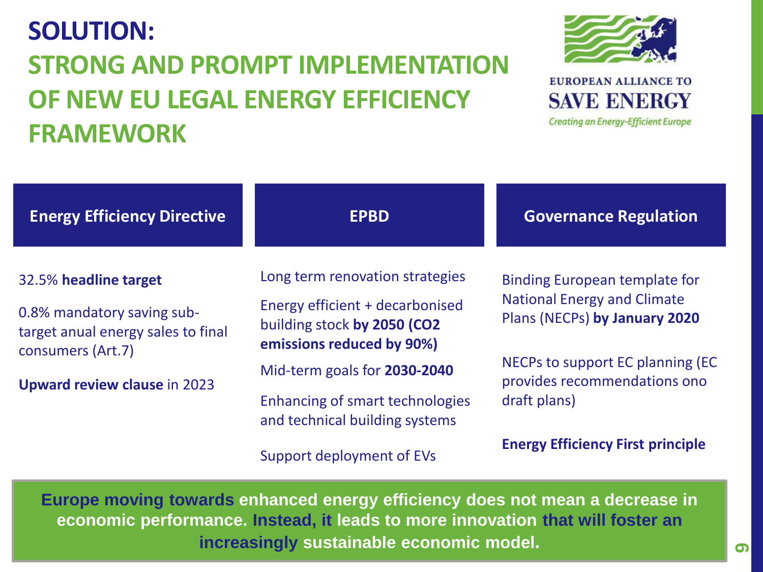# SOLUTION:
## STRONG AND PROMPT IMPLEMENTATION OF NEW EU LEGAL ENERGY EFFICIENCY FRAMEWORK

EUROPEAN ALLIANCE TO SAVE ENERGY
*Creating an Energy-Efficient Europe*

### Energy Efficiency Directive

32.5% **headline target**

0.8% mandatory saving sub-target anual energy sales to final consumers (Art.7)

**Upward review clause** in 2023

### EPBD

Long term renovation strategies

Energy efficient + decarbonised building stock **by 2050 ($CO_2$ emissions reduced by 90%)**

Mid-term goals for **2030-2040**

Enhancing of smart technologies and technical building systems

Support deployment of EVs

### Governance Regulation

Binding European template for National Energy and Climate Plans (NECPs) **by January 2020**

NECPs to support EC planning (EC provides recommendations ono draft plans)

**Energy Efficiency First principle**

**Europe moving towards enhanced energy efficiency does not mean a decrease in economic performance. Instead, it leads to more innovation that will foster an increasingly sustainable economic model.**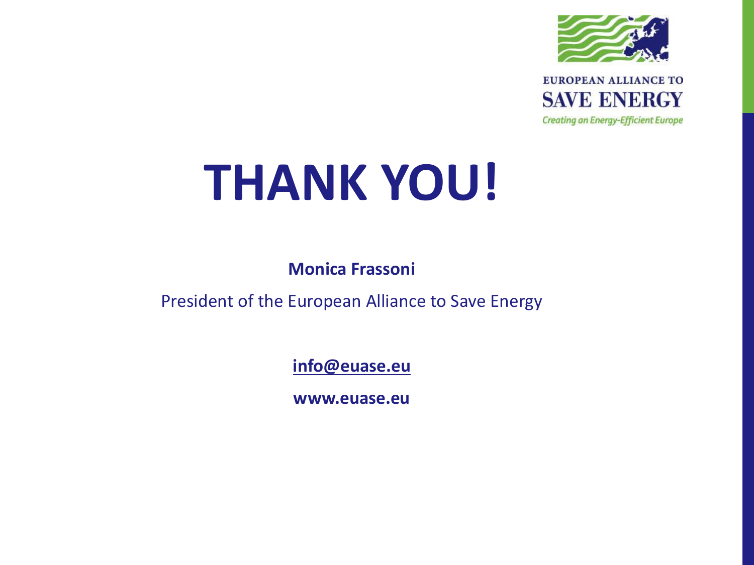EUROPEAN ALLIANCE TO

SAVE ENERGY

*Creating an Energy-Efficient Europe*

# THANK YOU!

**Monica Frassoni**

President of the European Alliance to Save Energy

**info@euase.eu**

**www.euase.eu**